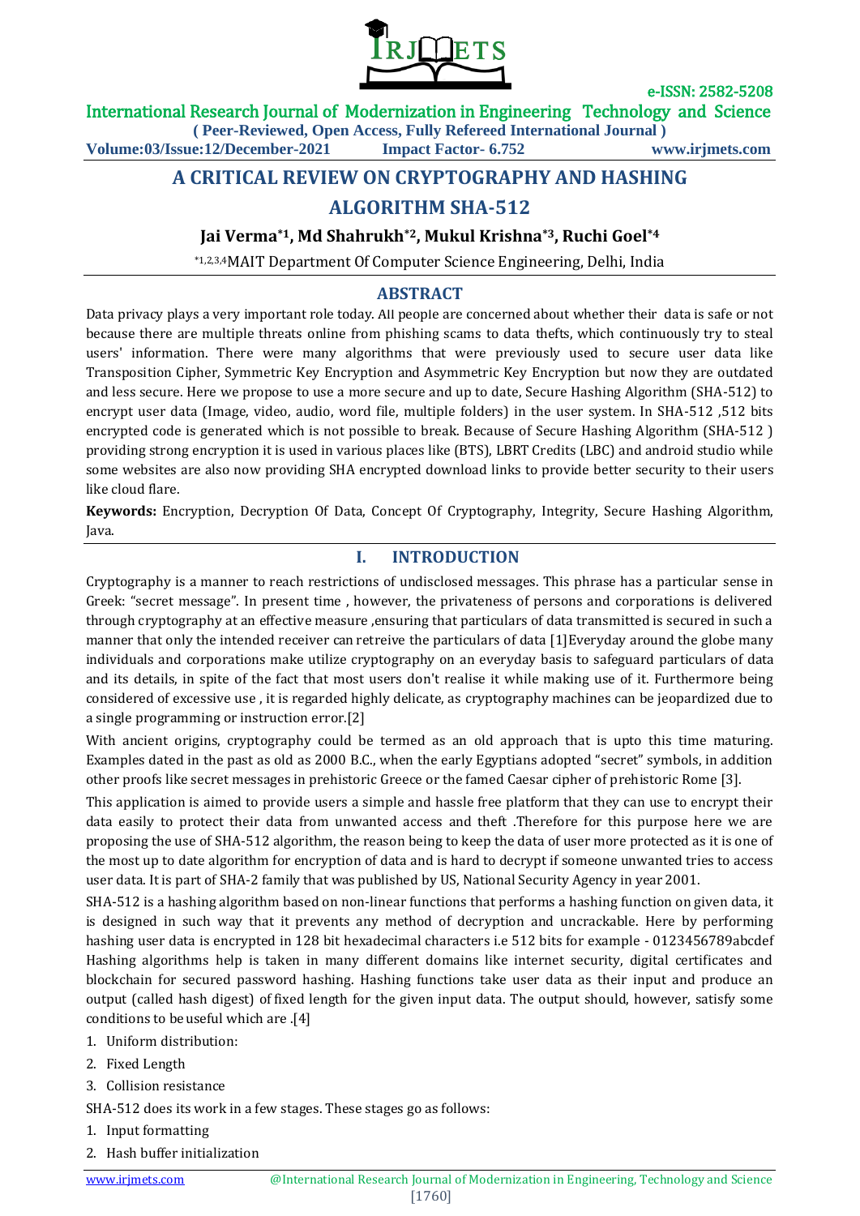## A CRITICAL REVIEW ON CRYPTOGRAPHY AND HASHING ALGORITHM SHA-512

**Jai Verma[*1], Md Shahrukh[*2], Mukul Krishna[*3], Ruchi Goel[*4]**

[*1,2,3,4]MAIT Department Of Computer Science Engineering, Delhi, India

### ABSTRACT

Data privacy plays a very important role today. All people are concerned about whether their data is safe or not because there are multiple threats online from phishing scams to data thefts, which continuously try to steal users' information. There were many algorithms that were previously used to secure user data like Transposition Cipher, Symmetric Key Encryption and Asymmetric Key Encryption but now they are outdated and less secure. Here we propose to use a more secure and up to date, Secure Hashing Algorithm (SHA-512) to encrypt user data (Image, video, audio, word file, multiple folders) in the user system. In SHA-512 ,512 bits encrypted code is generated which is not possible to break. Because of Secure Hashing Algorithm (SHA-512 ) providing strong encryption it is used in various places like (BTS), LBRT Credits (LBC) and android studio while some websites are also now providing SHA encrypted download links to provide better security to their users like cloud flare.

**Keywords:** Encryption, Decryption Of Data, Concept Of Cryptography, Integrity, Secure Hashing Algorithm, Java.

### I. INTRODUCTION

Cryptography is a manner to reach restrictions of undisclosed messages. This phrase has a particular sense in Greek: "secret message". In present time , however, the privateness of persons and corporations is delivered through cryptography at an effective measure ,ensuring that particulars of data transmitted is secured in such a manner that only the intended receiver can retreive the particulars of data [1]Everyday around the globe many individuals and corporations make utilize cryptography on an everyday basis to safeguard particulars of data and its details, in spite of the fact that most users don't realise it while making use of it. Furthermore being considered of excessive use , it is regarded highly delicate, as cryptography machines can be jeopardized due to a single programming or instruction error.[2]

With ancient origins, cryptography could be termed as an old approach that is upto this time maturing. Examples dated in the past as old as 2000 B.C., when the early Egyptians adopted "secret" symbols, in addition other proofs like secret messages in prehistoric Greece or the famed Caesar cipher of prehistoric Rome [3].

This application is aimed to provide users a simple and hassle free platform that they can use to encrypt their data easily to protect their data from unwanted access and theft .Therefore for this purpose here we are proposing the use of SHA-512 algorithm, the reason being to keep the data of user more protected as it is one of the most up to date algorithm for encryption of data and is hard to decrypt if someone unwanted tries to access user data. It is part of SHA-2 family that was published by US, National Security Agency in year 2001.

SHA-512 is a hashing algorithm based on non-linear functions that performs a hashing function on given data, it is designed in such way that it prevents any method of decryption and uncrackable. Here by performing hashing user data is encrypted in 128 bit hexadecimal characters i.e 512 bits for example - 0123456789abcdef Hashing algorithms help is taken in many different domains like internet security, digital certificates and blockchain for secured password hashing. Hashing functions take user data as their input and produce an output (called hash digest) of fixed length for the given input data. The output should, however, satisfy some conditions to be useful which are .[4]

1. Uniform distribution:
2. Fixed Length
3. Collision resistance

SHA-512 does its work in a few stages. These stages go as follows:

1. Input formatting
2. Hash buffer initialization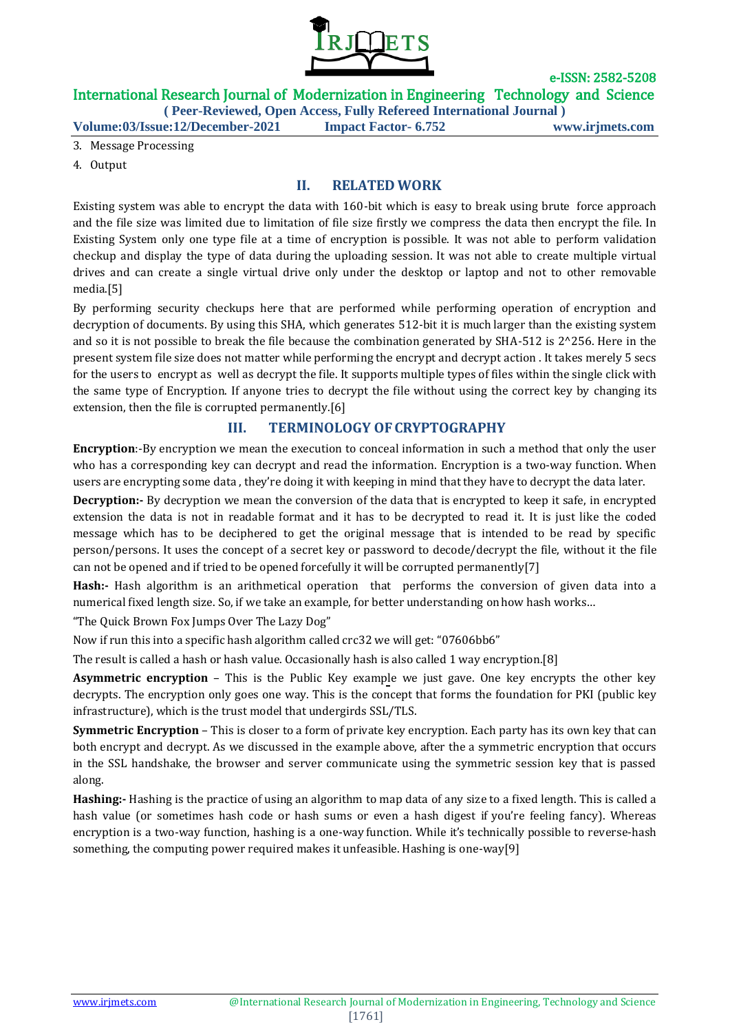3. Message Processing
4. Output

## II. RELATED WORK

Existing system was able to encrypt the data with 160-bit which is easy to break using brute force approach and the file size was limited due to limitation of file size firstly we compress the data then encrypt the file. In Existing System only one type file at a time of encryption is possible. It was not able to perform validation checkup and display the type of data during the uploading session. It was not able to create multiple virtual drives and can create a single virtual drive only under the desktop or laptop and not to other removable media.[5]

By performing security checkups here that are performed while performing operation of encryption and decryption of documents. By using this SHA, which generates 512-bit it is much larger than the existing system and so it is not possible to break the file because the combination generated by SHA-512 is 2^256. Here in the present system file size does not matter while performing the encrypt and decrypt action . It takes merely 5 secs for the users to encrypt as well as decrypt the file. It supports multiple types of files within the single click with the same type of Encryption. If anyone tries to decrypt the file without using the correct key by changing its extension, then the file is corrupted permanently.[6]

## III. TERMINOLOGY OF CRYPTOGRAPHY

**Encryption**:-By encryption we mean the execution to conceal information in such a method that only the user who has a corresponding key can decrypt and read the information. Encryption is a two-way function. When users are encrypting some data , they're doing it with keeping in mind that they have to decrypt the data later.

**Decryption:-** By decryption we mean the conversion of the data that is encrypted to keep it safe, in encrypted extension the data is not in readable format and it has to be decrypted to read it. It is just like the coded message which has to be deciphered to get the original message that is intended to be read by specific person/persons. It uses the concept of a secret key or password to decode/decrypt the file, without it the file can not be opened and if tried to be opened forcefully it will be corrupted permanently[7]

**Hash:-** Hash algorithm is an arithmetical operation that performs the conversion of given data into a numerical fixed length size. So, if we take an example, for better understanding on how hash works…

"The Quick Brown Fox Jumps Over The Lazy Dog"

Now if run this into a specific hash algorithm called crc32 we will get: "07606bb6"

The result is called a hash or hash value. Occasionally hash is also called 1 way encryption.[8]

**Asymmetric encryption** – This is the Public Key example we just gave. One key encrypts the other key decrypts. The encryption only goes one way. This is the concept that forms the foundation for PKI (public key infrastructure), which is the trust model that undergirds SSL/TLS.

**Symmetric Encryption** – This is closer to a form of private key encryption. Each party has its own key that can both encrypt and decrypt. As we discussed in the example above, after the a symmetric encryption that occurs in the SSL handshake, the browser and server communicate using the symmetric session key that is passed along.

**Hashing:-** Hashing is the practice of using an algorithm to map data of any size to a fixed length. This is called a hash value (or sometimes hash code or hash sums or even a hash digest if you're feeling fancy). Whereas encryption is a two-way function, hashing is a one-way function. While it's technically possible to reverse-hash something, the computing power required makes it unfeasible. Hashing is one-way[9]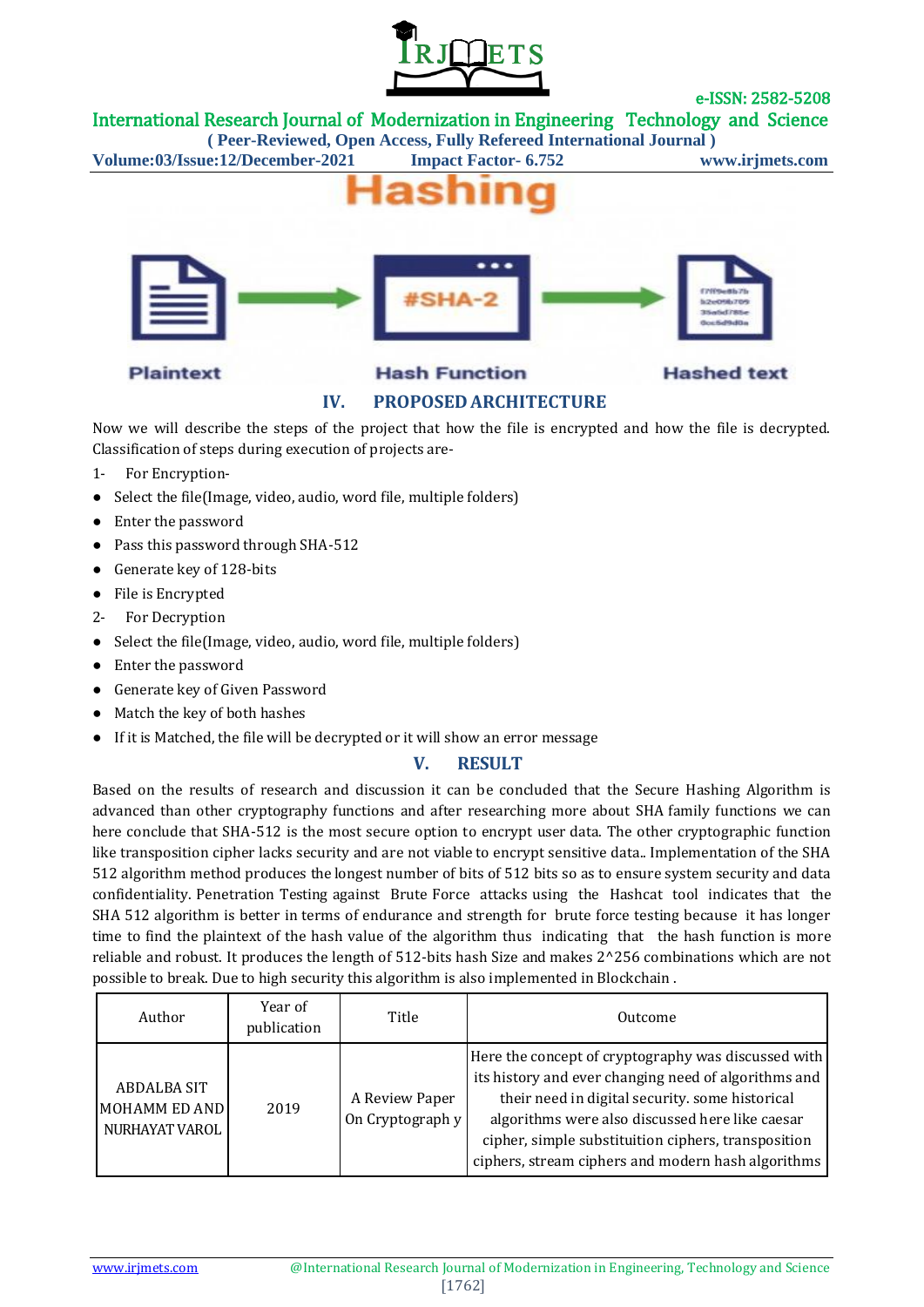## IV. PROPOSED ARCHITECTURE

Now we will describe the steps of the project that how the file is encrypted and how the file is decrypted. Classification of steps during execution of projects are-

1- For Encryption-

- Select the file(Image, video, audio, word file, multiple folders)
- Enter the password
- Pass this password through SHA-512
- Generate key of 128-bits
- File is Encrypted

2- For Decryption

- Select the file(Image, video, audio, word file, multiple folders)
- Enter the password
- Generate key of Given Password
- Match the key of both hashes
- If it is Matched, the file will be decrypted or it will show an error message

## V. RESULT

Based on the results of research and discussion it can be concluded that the Secure Hashing Algorithm is advanced than other cryptography functions and after researching more about SHA family functions we can here conclude that SHA-512 is the most secure option to encrypt user data. The other cryptographic function like transposition cipher lacks security and are not viable to encrypt sensitive data.. Implementation of the SHA 512 algorithm method produces the longest number of bits of 512 bits so as to ensure system security and data confidentiality. Penetration Testing against Brute Force attacks using the Hashcat tool indicates that the SHA 512 algorithm is better in terms of endurance and strength for brute force testing because it has longer time to find the plaintext of the hash value of the algorithm thus indicating that the hash function is more reliable and robust. It produces the length of 512-bits hash Size and makes 2^256 combinations which are not possible to break. Due to high security this algorithm is also implemented in Blockchain .

| Author | Year of publication | Title | Outcome |
|---|---|---|---|
| ABDALBA SIT MOHAMM ED AND NURHAYAT VAROL | 2019 | A Review Paper On Cryptograph y | Here the concept of cryptography was discussed with its history and ever changing need of algorithms and their need in digital security. some historical algorithms were also discussed here like caesar cipher, simple substituition ciphers, transposition ciphers, stream ciphers and modern hash algorithms |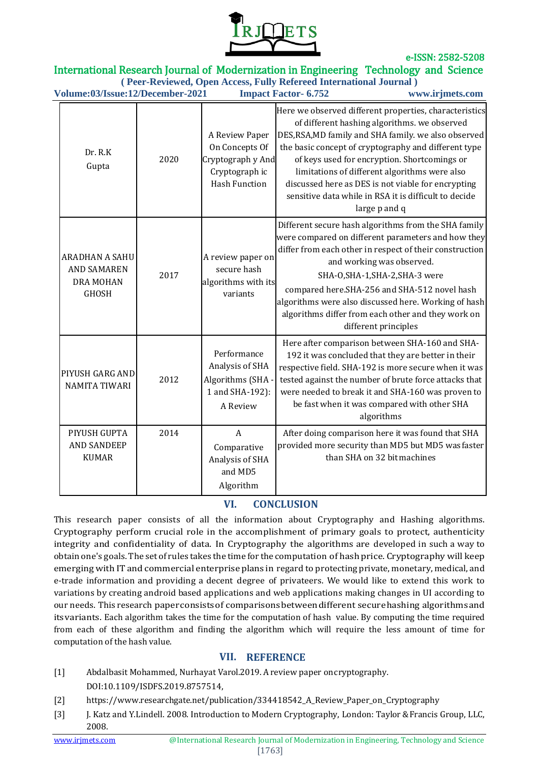| Dr. R.K Gupta | 2020 | A Review Paper On Concepts Of Cryptograph y And Cryptograph ic Hash Function | Here we observed different properties, characteristics of different hashing algorithms. we observed DES,RSA,MD family and SHA family. we also observed the basic concept of cryptography and different type of keys used for encryption. Shortcomings or limitations of different algorithms were also discussed here as DES is not viable for encrypting sensitive data while in RSA it is difficult to decide large p and q |
|---|---|---|---|
| ARADHAN A SAHU AND SAMAREN DRA MOHAN GHOSH | 2017 | A review paper on secure hash algorithms with its variants | Different secure hash algorithms from the SHA family were compared on different parameters and how they differ from each other in respect of their construction and working was observed. SHA-0,SHA-1,SHA-2,SHA-3 were compared here.SHA-256 and SHA-512 novel hash algorithms were also discussed here. Working of hash algorithms differ from each other and they work on different principles |
| PIYUSH GARG AND NAMITA TIWARI | 2012 | Performance Analysis of SHA Algorithms (SHA - 1 and SHA-192): A Review | Here after comparison between SHA-160 and SHA-192 it was concluded that they are better in their respective field. SHA-192 is more secure when it was tested against the number of brute force attacks that were needed to break it and SHA-160 was proven to be fast when it was compared with other SHA algorithms |
| PIYUSH GUPTA AND SANDEEP KUMAR | 2014 | A Comparative Analysis of SHA and MD5 Algorithm | After doing comparison here it was found that SHA provided more security than MD5 but MD5 was faster than SHA on 32 bit machines |

## VI. CONCLUSION

This research paper consists of all the information about Cryptography and Hashing algorithms. Cryptography perform crucial role in the accomplishment of primary goals to protect, authenticity integrity and confidentiality of data. In Cryptography the algorithms are developed in such a way to obtain one's goals. The set of rules takes the time for the computation of hash price. Cryptography will keep emerging with IT and commercial enterprise plans in regard to protecting private, monetary, medical, and e-trade information and providing a decent degree of privateers. We would like to extend this work to variations by creating android based applications and web applications making changes in UI according to our needs. This research paper consists of comparisons between different secure hashing algorithms and its variants. Each algorithm takes the time for the computation of hash value. By computing the time required from each of these algorithm and finding the algorithm which will require the less amount of time for computation of the hash value.

## VII. REFERENCE

[1] Abdalbasit Mohammed, Nurhayat Varol.2019. A review paper on cryptography. DOI:10.1109/ISDFS.2019.8757514,

[2] https://www.researchgate.net/publication/334418542_A_Review_Paper_on_Cryptography

[3] J. Katz and Y.Lindell. 2008. Introduction to Modern Cryptography, London: Taylor & Francis Group, LLC, 2008.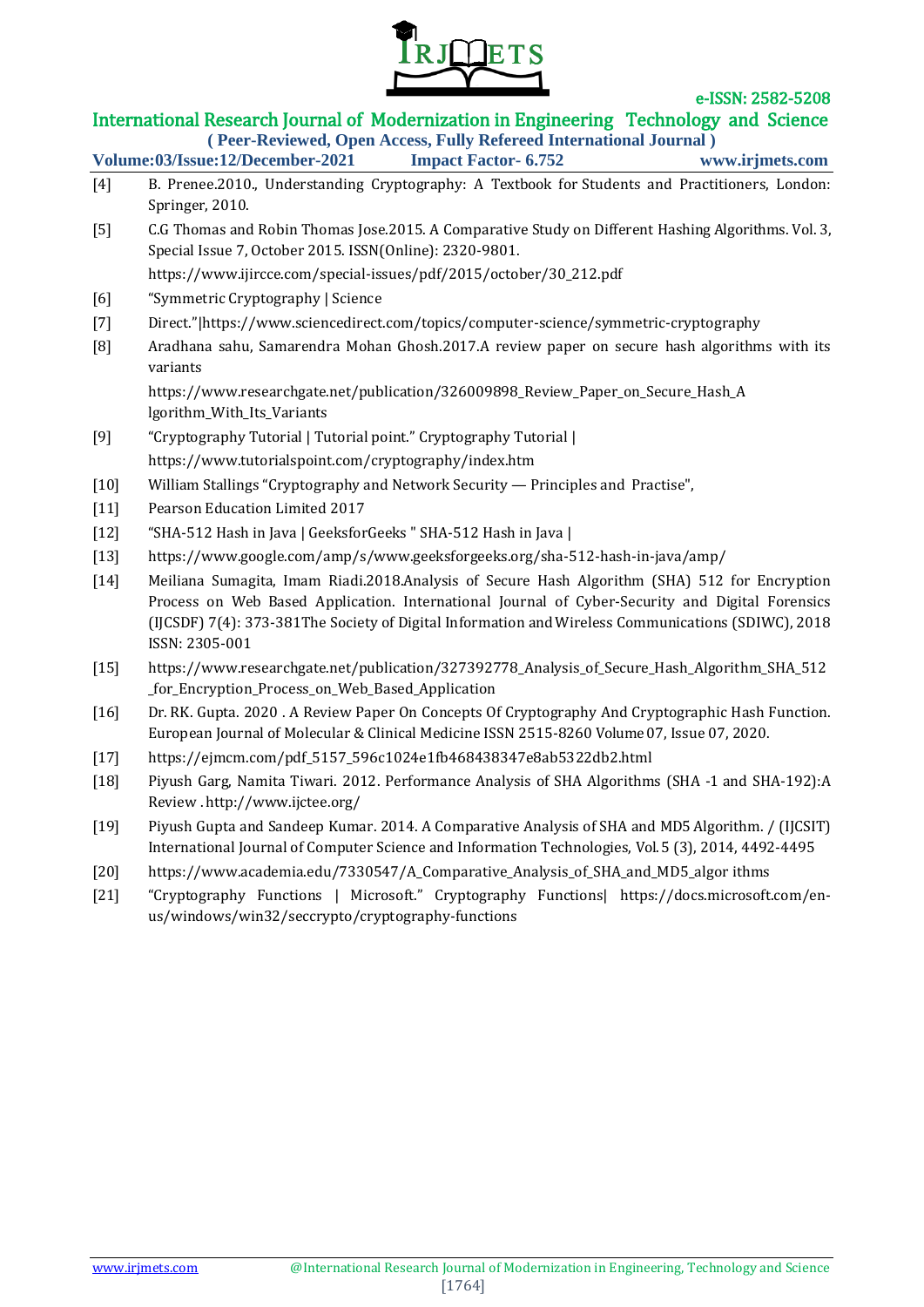[4] B. Prenee.2010., Understanding Cryptography: A Textbook for Students and Practitioners, London: Springer, 2010.

[5] C.G Thomas and Robin Thomas Jose.2015. A Comparative Study on Different Hashing Algorithms. Vol. 3, Special Issue 7, October 2015. ISSN(Online): 2320-9801. https://www.ijircce.com/special-issues/pdf/2015/october/30_212.pdf

[6] "Symmetric Cryptography | Science

[7] Direct."|https://www.sciencedirect.com/topics/computer-science/symmetric-cryptography

[8] Aradhana sahu, Samarendra Mohan Ghosh.2017.A review paper on secure hash algorithms with its variants https://www.researchgate.net/publication/326009898_Review_Paper_on_Secure_Hash_Algorithm_With_Its_Variants

[9] "Cryptography Tutorial | Tutorial point." Cryptography Tutorial | https://www.tutorialspoint.com/cryptography/index.htm

[10] William Stallings "Cryptography and Network Security — Principles and Practise",

[11] Pearson Education Limited 2017

[12] "SHA-512 Hash in Java | GeeksforGeeks " SHA-512 Hash in Java |

[13] https://www.google.com/amp/s/www.geeksforgeeks.org/sha-512-hash-in-java/amp/

[14] Meiliana Sumagita, Imam Riadi.2018.Analysis of Secure Hash Algorithm (SHA) 512 for Encryption Process on Web Based Application. International Journal of Cyber-Security and Digital Forensics (IJCSDF) 7(4): 373-381The Society of Digital Information and Wireless Communications (SDIWC), 2018 ISSN: 2305-001

[15] https://www.researchgate.net/publication/327392778_Analysis_of_Secure_Hash_Algorithm_SHA_512_for_Encryption_Process_on_Web_Based_Application

[16] Dr. RK. Gupta. 2020 . A Review Paper On Concepts Of Cryptography And Cryptographic Hash Function. European Journal of Molecular & Clinical Medicine ISSN 2515-8260 Volume 07, Issue 07, 2020.

[17] https://ejmcm.com/pdf_5157_596c1024e1fb468438347e8ab5322db2.html

[18] Piyush Garg, Namita Tiwari. 2012. Performance Analysis of SHA Algorithms (SHA -1 and SHA-192):A Review . http://www.ijctee.org/

[19] Piyush Gupta and Sandeep Kumar. 2014. A Comparative Analysis of SHA and MD5 Algorithm. / (IJCSIT) International Journal of Computer Science and Information Technologies, Vol. 5 (3), 2014, 4492-4495

[20] https://www.academia.edu/7330547/A_Comparative_Analysis_of_SHA_and_MD5_algor ithms

[21] "Cryptography Functions | Microsoft." Cryptography Functions| https://docs.microsoft.com/en-us/windows/win32/seccrypto/cryptography-functions